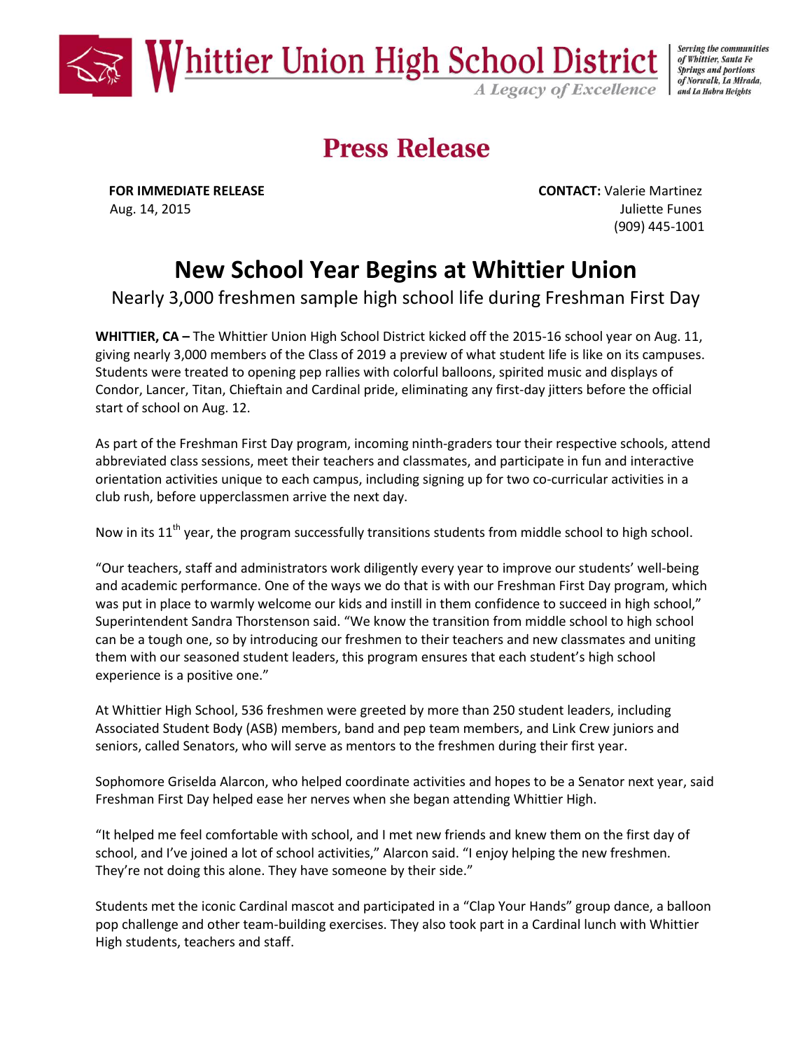Whittier Union High School District

*A Legacy of Excellence*

*Serving the communities of Whittier, Santa Fe Springs and portions of Norwalk, La Mirada, and La Habra Heights*

# Press Release

**FOR IMMEDIATE RELEASE**
Aug. 14, 2015

**CONTACT:** Valerie Martinez
Juliette Funes
(909) 445-1001

## New School Year Begins at Whittier Union

### Nearly 3,000 freshmen sample high school life during Freshman First Day

**WHITTIER, CA –** The Whittier Union High School District kicked off the 2015-16 school year on Aug. 11, giving nearly 3,000 members of the Class of 2019 a preview of what student life is like on its campuses. Students were treated to opening pep rallies with colorful balloons, spirited music and displays of Condor, Lancer, Titan, Chieftain and Cardinal pride, eliminating any first-day jitters before the official start of school on Aug. 12.

As part of the Freshman First Day program, incoming ninth-graders tour their respective schools, attend abbreviated class sessions, meet their teachers and classmates, and participate in fun and interactive orientation activities unique to each campus, including signing up for two co-curricular activities in a club rush, before upperclassmen arrive the next day.

Now in its 11th year, the program successfully transitions students from middle school to high school.

"Our teachers, staff and administrators work diligently every year to improve our students' well-being and academic performance. One of the ways we do that is with our Freshman First Day program, which was put in place to warmly welcome our kids and instill in them confidence to succeed in high school," Superintendent Sandra Thorstenson said. "We know the transition from middle school to high school can be a tough one, so by introducing our freshmen to their teachers and new classmates and uniting them with our seasoned student leaders, this program ensures that each student's high school experience is a positive one."

At Whittier High School, 536 freshmen were greeted by more than 250 student leaders, including Associated Student Body (ASB) members, band and pep team members, and Link Crew juniors and seniors, called Senators, who will serve as mentors to the freshmen during their first year.

Sophomore Griselda Alarcon, who helped coordinate activities and hopes to be a Senator next year, said Freshman First Day helped ease her nerves when she began attending Whittier High.

"It helped me feel comfortable with school, and I met new friends and knew them on the first day of school, and I've joined a lot of school activities," Alarcon said. "I enjoy helping the new freshmen. They're not doing this alone. They have someone by their side."

Students met the iconic Cardinal mascot and participated in a "Clap Your Hands" group dance, a balloon pop challenge and other team-building exercises. They also took part in a Cardinal lunch with Whittier High students, teachers and staff.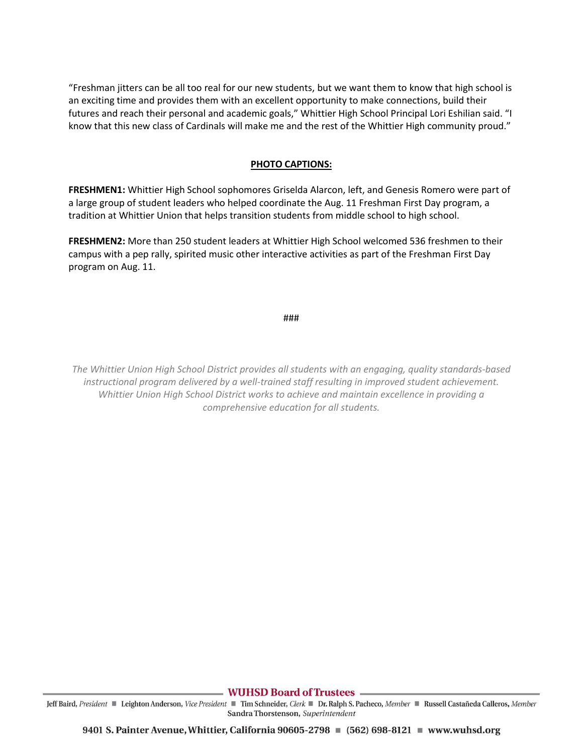"Freshman jitters can be all too real for our new students, but we want them to know that high school is an exciting time and provides them with an excellent opportunity to make connections, build their futures and reach their personal and academic goals," Whittier High School Principal Lori Eshilian said. "I know that this new class of Cardinals will make me and the rest of the Whittier High community proud."

**PHOTO CAPTIONS:**

**FRESHMEN1:** Whittier High School sophomores Griselda Alarcon, left, and Genesis Romero were part of a large group of student leaders who helped coordinate the Aug. 11 Freshman First Day program, a tradition at Whittier Union that helps transition students from middle school to high school.

**FRESHMEN2:** More than 250 student leaders at Whittier High School welcomed 536 freshmen to their campus with a pep rally, spirited music other interactive activities as part of the Freshman First Day program on Aug. 11.

###

*The Whittier Union High School District provides all students with an engaging, quality standards-based instructional program delivered by a well-trained staff resulting in improved student achievement. Whittier Union High School District works to achieve and maintain excellence in providing a comprehensive education for all students.*

**WUHSD Board of Trustees**

Jeff Baird, *President* ■ Leighton Anderson, *Vice President* ■ Tim Schneider, *Clerk* ■ Dr. Ralph S. Pacheco, *Member* ■ Russell Castañeda Calleros, *Member*
Sandra Thorstenson, *Superintendent*

9401 S. Painter Avenue, Whittier, California 90605-2798 ■ (562) 698-8121 ■ www.wuhsd.org